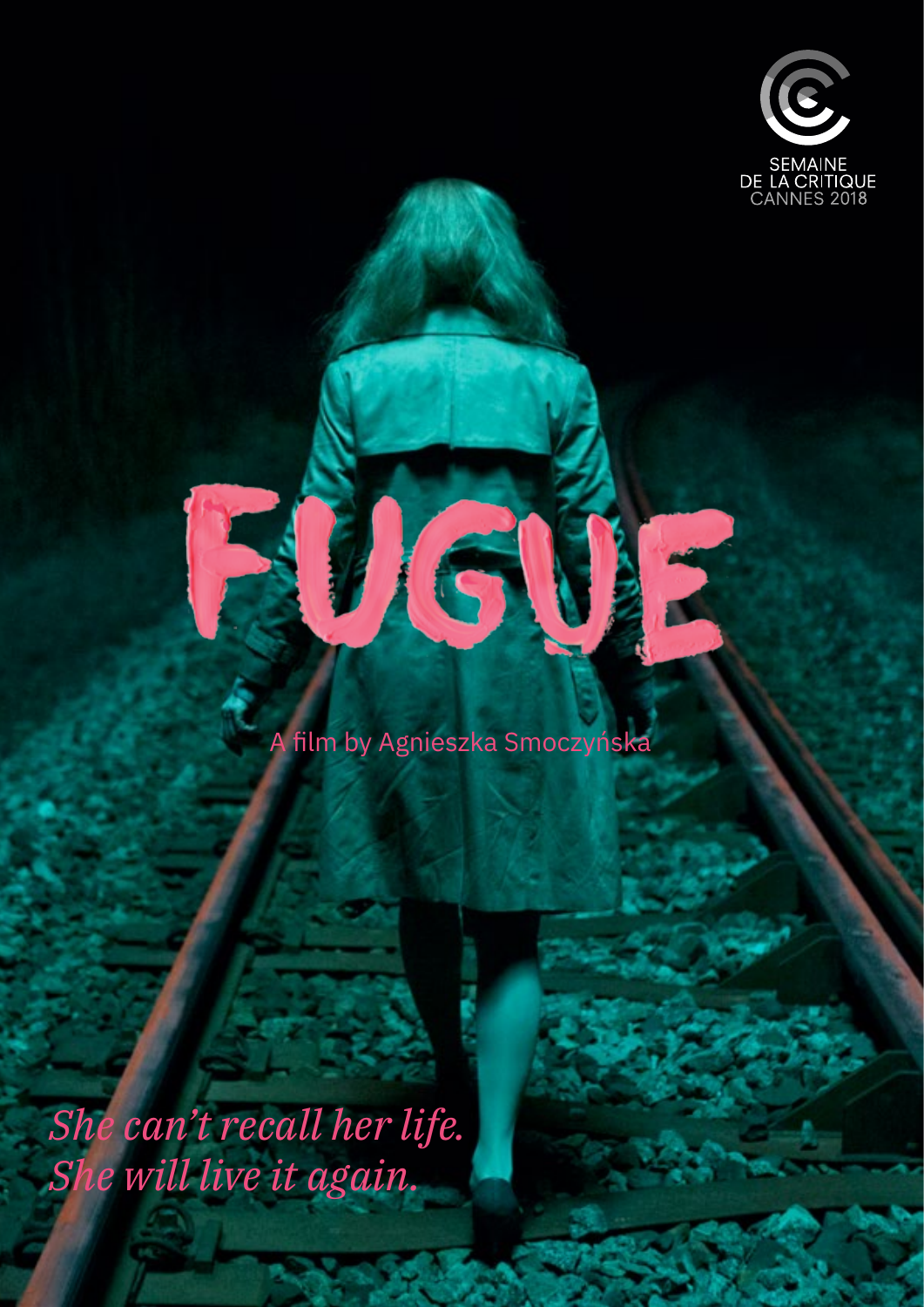SEMAINE DE LA CRITIQUE CANNES 2018

# FUGUE

A film by Agnieszka Smoczyńska

*She can't recall her life.*
*She will live it again.*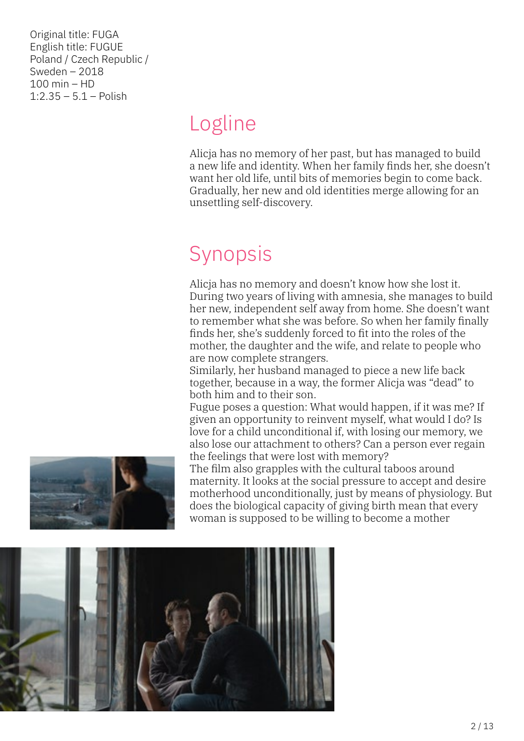Original title: FUGA
English title: FUGUE
Poland / Czech Republic /
Sweden – 2018
100 min – HD
1:2.35 – 5.1 – Polish

## Logline

Alicja has no memory of her past, but has managed to build a new life and identity. When her family finds her, she doesn't want her old life, until bits of memories begin to come back. Gradually, her new and old identities merge allowing for an unsettling self-discovery.

## Synopsis

Alicja has no memory and doesn't know how she lost it. During two years of living with amnesia, she manages to build her new, independent self away from home. She doesn't want to remember what she was before. So when her family finally finds her, she's suddenly forced to fit into the roles of the mother, the daughter and the wife, and relate to people who are now complete strangers.

Similarly, her husband managed to piece a new life back together, because in a way, the former Alicja was "dead" to both him and to their son.

Fugue poses a question: What would happen, if it was me? If given an opportunity to reinvent myself, what would I do? Is love for a child unconditional if, with losing our memory, we also lose our attachment to others? Can a person ever regain the feelings that were lost with memory?

The film also grapples with the cultural taboos around maternity. It looks at the social pressure to accept and desire motherhood unconditionally, just by means of physiology. But does the biological capacity of giving birth mean that every woman is supposed to be willing to become a mother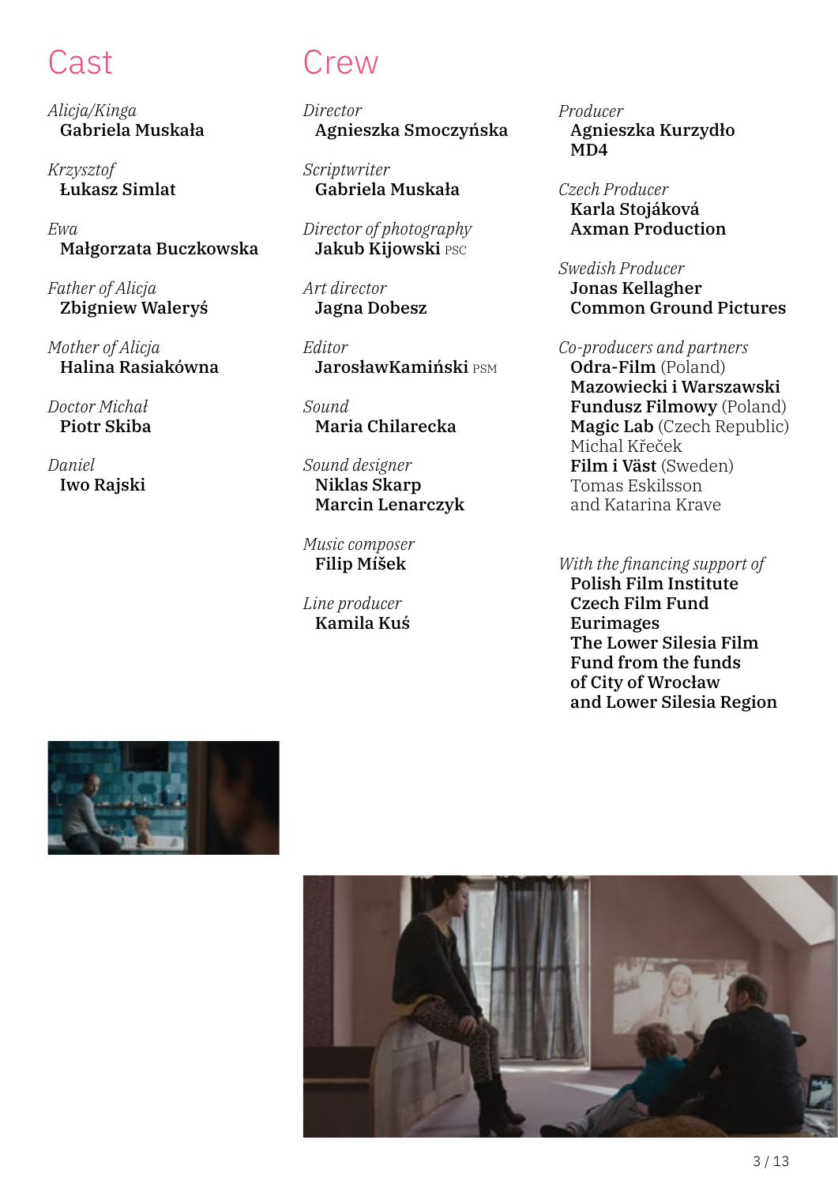# Cast

*Alicja/Kinga*
**Gabriela Muskała**

*Krzysztof*
**Łukasz Simlat**

*Ewa*
**Małgorzata Buczkowska**

*Father of Alicja*
**Zbigniew Waleryś**

*Mother of Alicja*
**Halina Rasiakówna**

*Doctor Michał*
**Piotr Skiba**

*Daniel*
**Iwo Rajski**

# Crew

*Director*
**Agnieszka Smoczyńska**

*Scriptwriter*
**Gabriela Muskała**

*Director of photography*
**Jakub Kijowski** PSC

*Art director*
**Jagna Dobesz**

*Editor*
**JarosławKamiński** PSM

*Sound*
**Maria Chilarecka**

*Sound designer*
**Niklas Skarp**
**Marcin Lenarczyk**

*Music composer*
**Filip Míšek**

*Line producer*
**Kamila Kuś**

*Producer*
**Agnieszka Kurzydło**
**MD4**

*Czech Producer*
**Karla Stojáková**
**Axman Production**

*Swedish Producer*
**Jonas Kellagher**
**Common Ground Pictures**

*Co-producers and partners*
**Odra-Film** (Poland)
**Mazowiecki i Warszawski Fundusz Filmowy** (Poland)
**Magic Lab** (Czech Republic)
Michal Křeček
**Film i Väst** (Sweden)
Tomas Eskilsson
and Katarina Krave

*With the financing support of*
**Polish Film Institute**
**Czech Film Fund**
**Eurimages**
**The Lower Silesia Film Fund from the funds of City of Wrocław and Lower Silesia Region**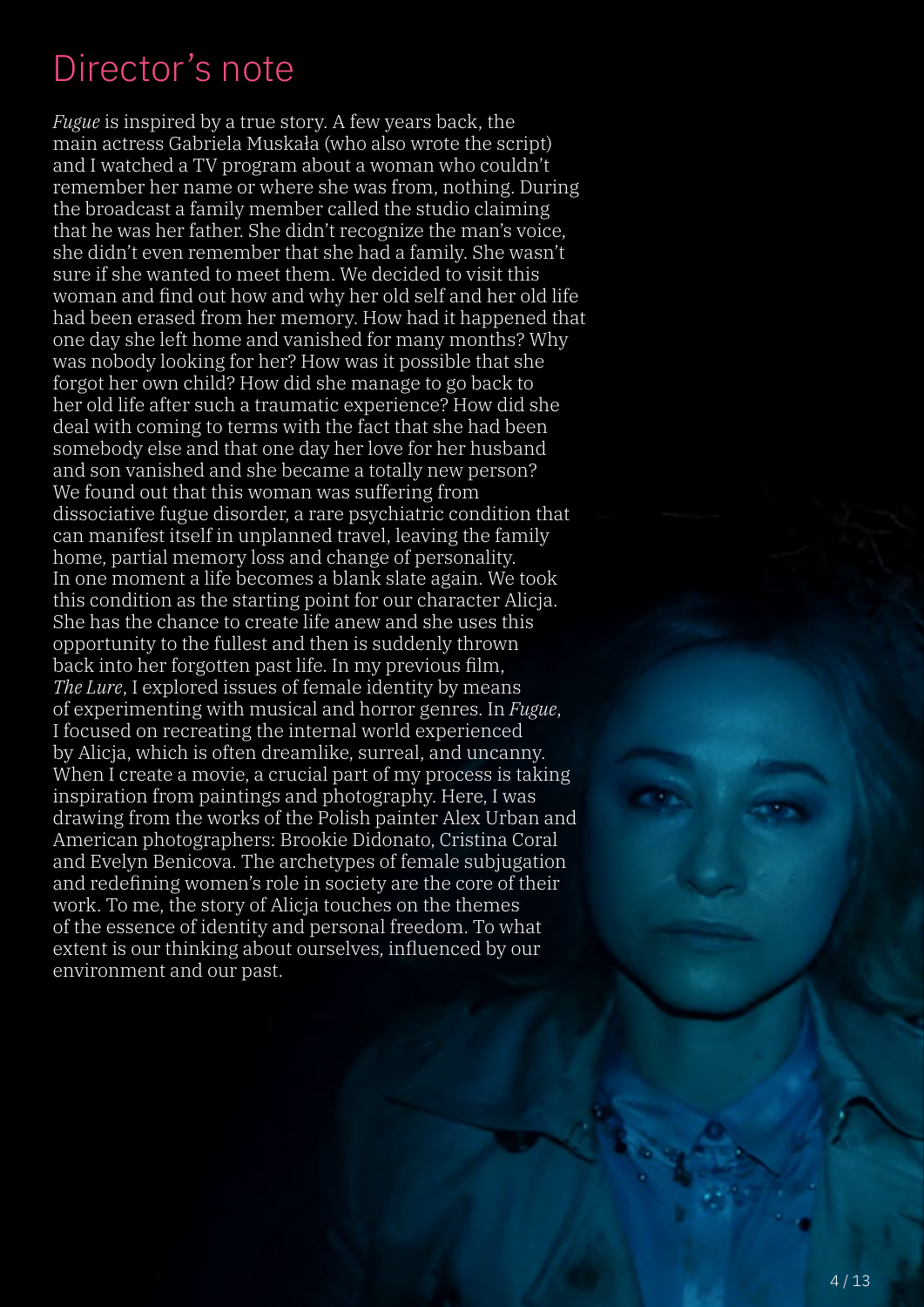# Director's note

*Fugue* is inspired by a true story. A few years back, the main actress Gabriela Muskała (who also wrote the script) and I watched a TV program about a woman who couldn't remember her name or where she was from, nothing. During the broadcast a family member called the studio claiming that he was her father. She didn't recognize the man's voice, she didn't even remember that she had a family. She wasn't sure if she wanted to meet them. We decided to visit this woman and find out how and why her old self and her old life had been erased from her memory. How had it happened that one day she left home and vanished for many months? Why was nobody looking for her? How was it possible that she forgot her own child? How did she manage to go back to her old life after such a traumatic experience? How did she deal with coming to terms with the fact that she had been somebody else and that one day her love for her husband and son vanished and she became a totally new person? We found out that this woman was suffering from dissociative fugue disorder, a rare psychiatric condition that can manifest itself in unplanned travel, leaving the family home, partial memory loss and change of personality. In one moment a life becomes a blank slate again. We took this condition as the starting point for our character Alicja. She has the chance to create life anew and she uses this opportunity to the fullest and then is suddenly thrown back into her forgotten past life. In my previous film, *The Lure*, I explored issues of female identity by means of experimenting with musical and horror genres. In *Fugue*, I focused on recreating the internal world experienced by Alicja, which is often dreamlike, surreal, and uncanny. When I create a movie, a crucial part of my process is taking inspiration from paintings and photography. Here, I was drawing from the works of the Polish painter Alex Urban and American photographers: Brookie Didonato, Cristina Coral and Evelyn Benicova. The archetypes of female subjugation and redefining women's role in society are the core of their work. To me, the story of Alicja touches on the themes of the essence of identity and personal freedom. To what extent is our thinking about ourselves, influenced by our environment and our past.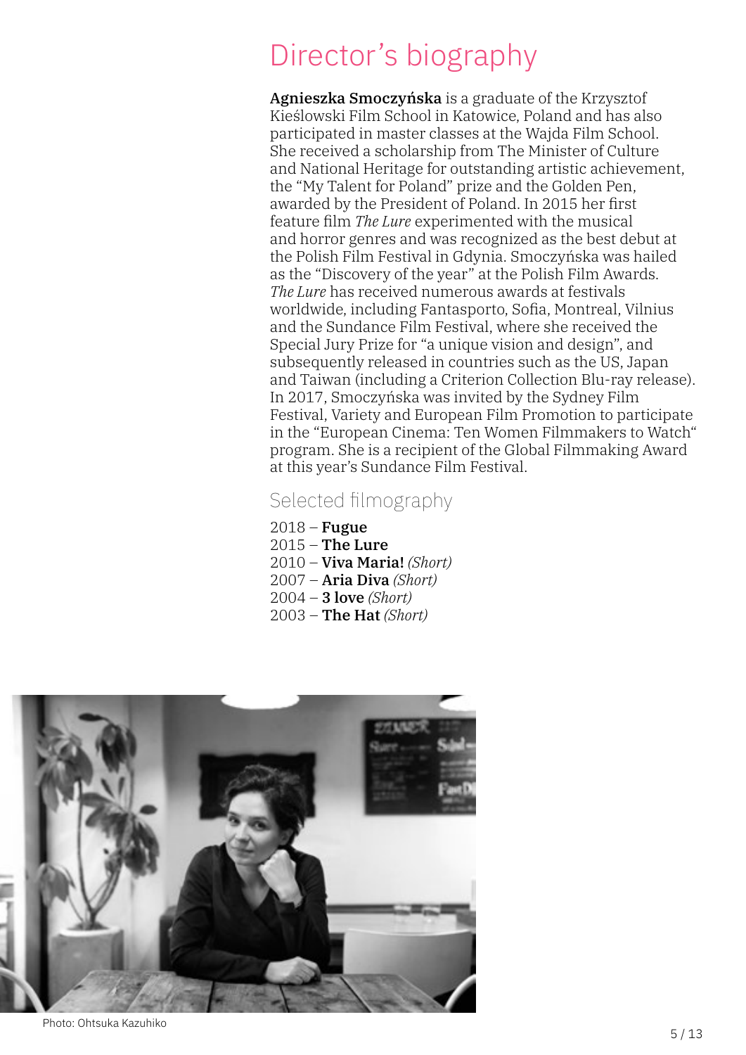# Director’s biography

**Agnieszka Smoczyńska** is a graduate of the Krzysztof Kieślowski Film School in Katowice, Poland and has also participated in master classes at the Wajda Film School. She received a scholarship from The Minister of Culture and National Heritage for outstanding artistic achievement, the “My Talent for Poland” prize and the Golden Pen, awarded by the President of Poland. In 2015 her first feature film *The Lure* experimented with the musical and horror genres and was recognized as the best debut at the Polish Film Festival in Gdynia. Smoczyńska was hailed as the “Discovery of the year” at the Polish Film Awards. *The Lure* has received numerous awards at festivals worldwide, including Fantasporto, Sofia, Montreal, Vilnius and the Sundance Film Festival, where she received the Special Jury Prize for “a unique vision and design”, and subsequently released in countries such as the US, Japan and Taiwan (including a Criterion Collection Blu-ray release). In 2017, Smoczyńska was invited by the Sydney Film Festival, Variety and European Film Promotion to participate in the “European Cinema: Ten Women Filmmakers to Watch“ program. She is a recipient of the Global Filmmaking Award at this year’s Sundance Film Festival.

## Selected filmography

2018 – **Fugue**
2015 – **The Lure**
2010 – **Viva Maria!** *(Short)*
2007 – **Aria Diva** *(Short)*
2004 – **3 love** *(Short)*
2003 – **The Hat** *(Short)*

Photo: Ohtsuka Kazuhiko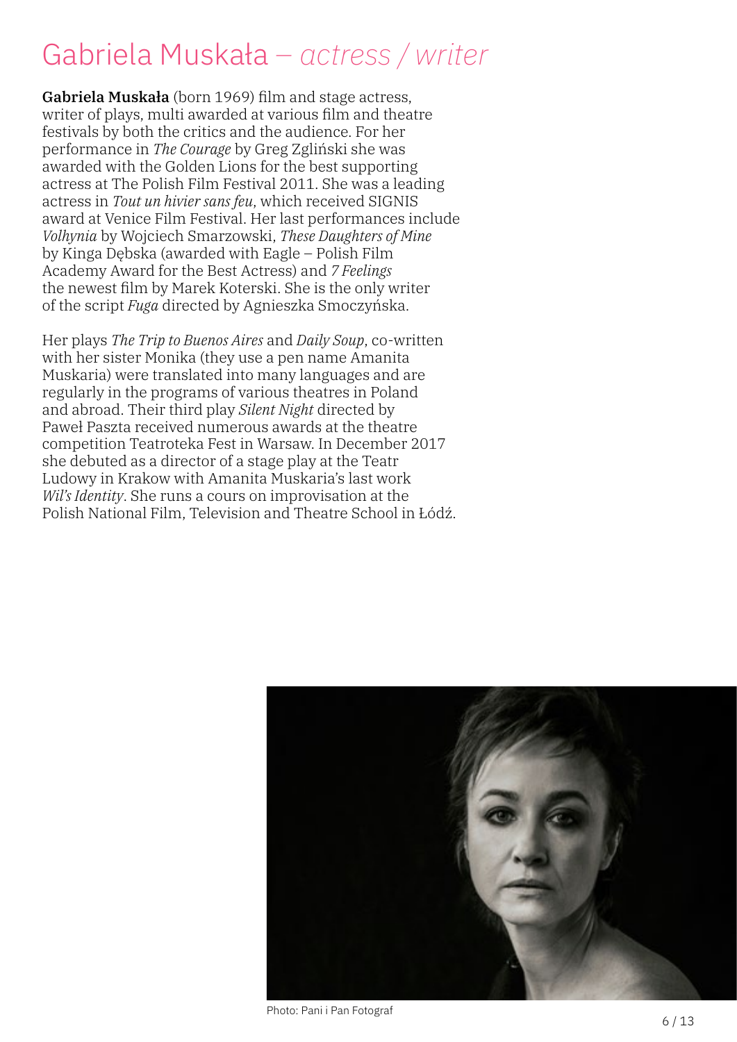# Gabriela Muskała – *actress / writer*

**Gabriela Muskała** (born 1969) film and stage actress, writer of plays, multi awarded at various film and theatre festivals by both the critics and the audience. For her performance in *The Courage* by Greg Zgliński she was awarded with the Golden Lions for the best supporting actress at The Polish Film Festival 2011. She was a leading actress in *Tout un hivier sans feu,* which received SIGNIS award at Venice Film Festival. Her last performances include *Volhynia* by Wojciech Smarzowski, *These Daughters of Mine* by Kinga Dębska (awarded with Eagle – Polish Film Academy Award for the Best Actress) and *7 Feelings* the newest film by Marek Koterski. She is the only writer of the script *Fuga* directed by Agnieszka Smoczyńska.

Her plays *The Trip to Buenos Aires* and *Daily Soup*, co-written with her sister Monika (they use a pen name Amanita Muskaria) were translated into many languages and are regularly in the programs of various theatres in Poland and abroad. Their third play *Silent Night* directed by Paweł Paszta received numerous awards at the theatre competition Teatroteka Fest in Warsaw. In December 2017 she debuted as a director of a stage play at the Teatr Ludowy in Krakow with Amanita Muskaria's last work *Wil's Identity*. She runs a cours on improvisation at the Polish National Film, Television and Theatre School in Łódź.

Photo: Pani i Pan Fotograf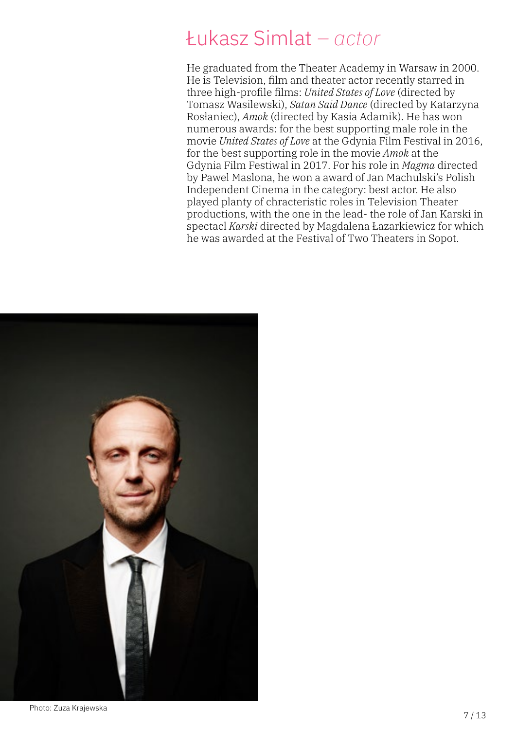# Łukasz Simlat – *actor*

He graduated from the Theater Academy in Warsaw in 2000. He is Television, film and theater actor recently starred in three high-profile films: *United States of Love* (directed by Tomasz Wasilewski), *Satan Said Dance* (directed by Katarzyna Rosłaniec), *Amok* (directed by Kasia Adamik). He has won numerous awards: for the best supporting male role in the movie *United States of Love* at the Gdynia Film Festival in 2016, for the best supporting role in the movie *Amok* at the Gdynia Film Festiwal in 2017. For his role in *Magma* directed by Pawel Maslona, he won a award of Jan Machulski's Polish Independent Cinema in the category: best actor. He also played planty of chracteristic roles in Television Theater productions, with the one in the lead- the role of Jan Karski in spectacl *Karski* directed by Magdalena Łazarkiewicz for which he was awarded at the Festival of Two Theaters in Sopot.

Photo: Zuza Krajewska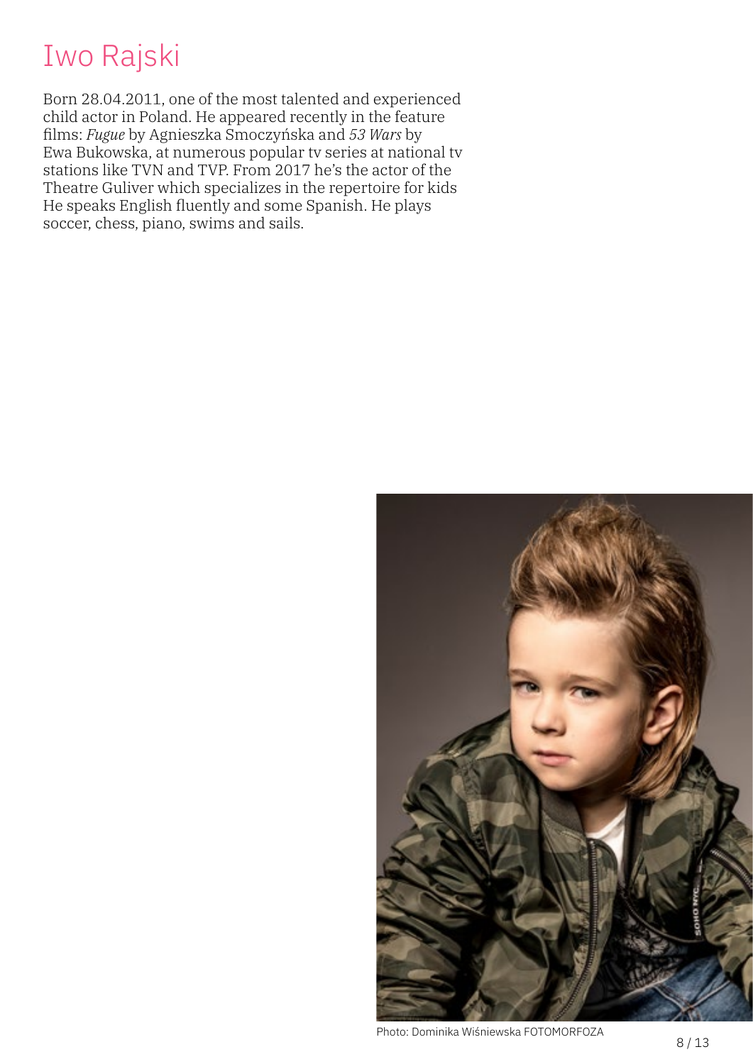# Iwo Rajski

Born 28.04.2011, one of the most talented and experienced child actor in Poland. He appeared recently in the feature films: *Fugue* by Agnieszka Smoczyńska and *53 Wars* by Ewa Bukowska, at numerous popular tv series at national tv stations like TVN and TVP. From 2017 he's the actor of the Theatre Guliver which specializes in the repertoire for kids He speaks English fluently and some Spanish. He plays soccer, chess, piano, swims and sails.

Photo: Dominika Wiśniewska FOTOMORFOZA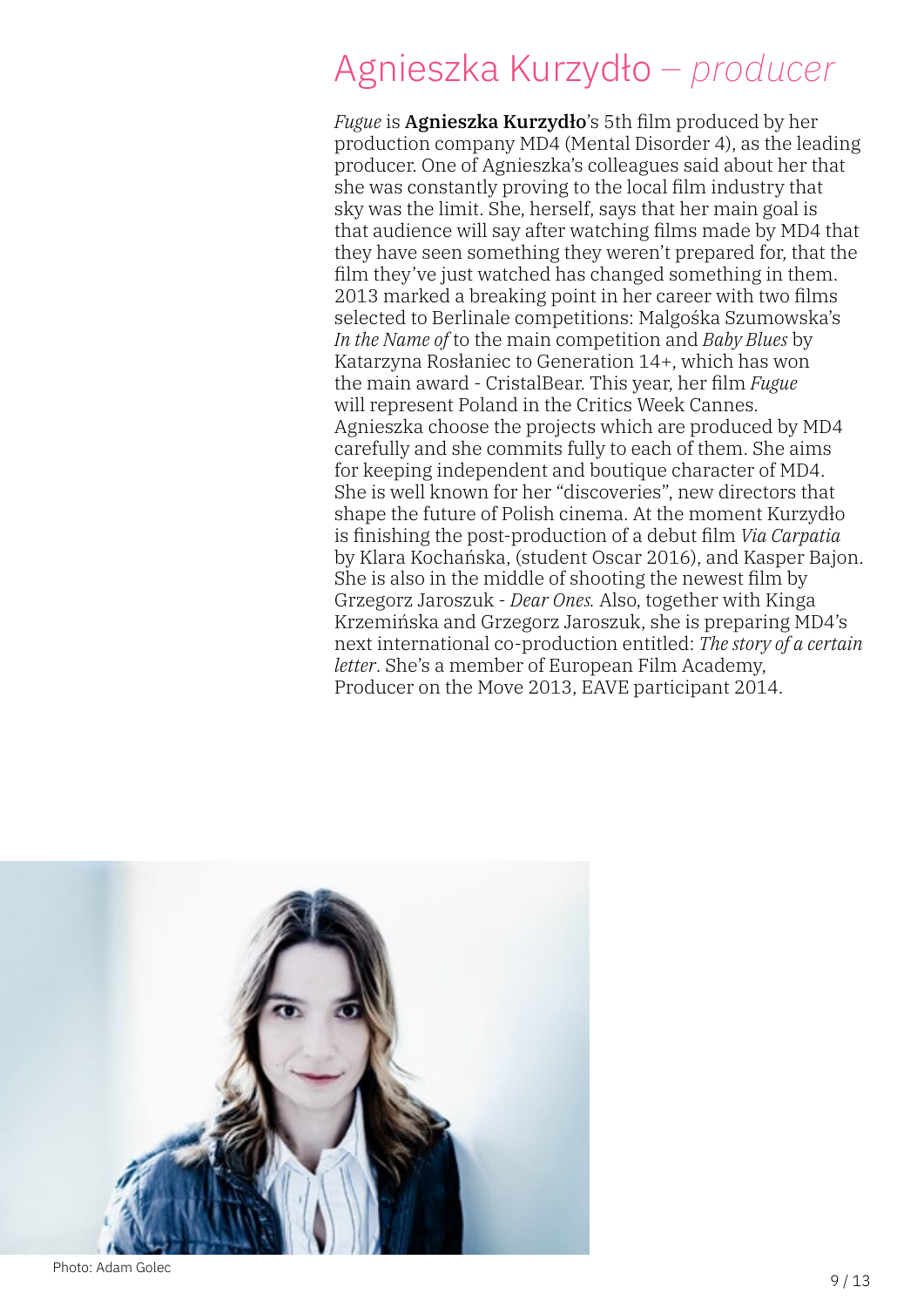# Agnieszka Kurzydło – *producer*

*Fugue* is **Agnieszka Kurzydło**'s 5th film produced by her production company MD4 (Mental Disorder 4), as the leading producer. One of Agnieszka's colleagues said about her that she was constantly proving to the local film industry that sky was the limit. She, herself, says that her main goal is that audience will say after watching films made by MD4 that they have seen something they weren't prepared for, that the film they've just watched has changed something in them. 2013 marked a breaking point in her career with two films selected to Berlinale competitions: Malgośka Szumowska's *In the Name of* to the main competition and *Baby Blues* by Katarzyna Rosłaniec to Generation 14+, which has won the main award - CristalBear. This year, her film *Fugue* will represent Poland in the Critics Week Cannes. Agnieszka choose the projects which are produced by MD4 carefully and she commits fully to each of them. She aims for keeping independent and boutique character of MD4. She is well known for her "discoveries", new directors that shape the future of Polish cinema. At the moment Kurzydło is finishing the post-production of a debut film *Via Carpatia* by Klara Kochańska, (student Oscar 2016), and Kasper Bajon. She is also in the middle of shooting the newest film by Grzegorz Jaroszuk - *Dear Ones.* Also, together with Kinga Krzemińska and Grzegorz Jaroszuk, she is preparing MD4's next international co-production entitled: *The story of a certain letter*. She's a member of European Film Academy, Producer on the Move 2013, EAVE participant 2014.

Photo: Adam Golec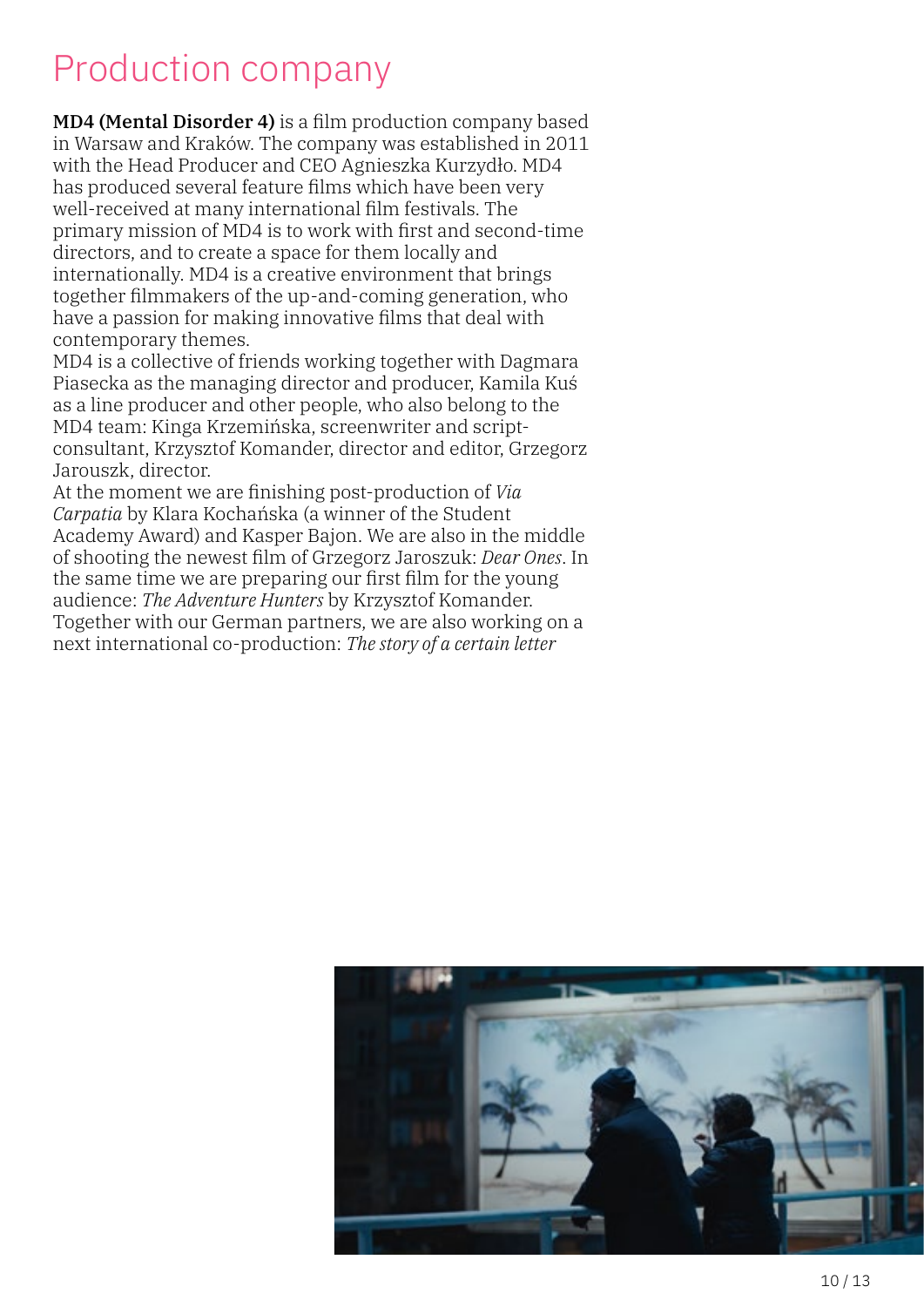# Production company

**MD4 (Mental Disorder 4)** is a film production company based in Warsaw and Kraków. The company was established in 2011 with the Head Producer and CEO Agnieszka Kurzydło. MD4 has produced several feature films which have been very well-received at many international film festivals. The primary mission of MD4 is to work with first and second-time directors, and to create a space for them locally and internationally. MD4 is a creative environment that brings together filmmakers of the up-and-coming generation, who have a passion for making innovative films that deal with contemporary themes.

MD4 is a collective of friends working together with Dagmara Piasecka as the managing director and producer, Kamila Kuś as a line producer and other people, who also belong to the MD4 team: Kinga Krzemińska, screenwriter and script-consultant, Krzysztof Komander, director and editor, Grzegorz Jarouszk, director.

At the moment we are finishing post-production of *Via Carpatia* by Klara Kochańska (a winner of the Student Academy Award) and Kasper Bajon. We are also in the middle of shooting the newest film of Grzegorz Jaroszuk: *Dear Ones*. In the same time we are preparing our first film for the young audience: *The Adventure Hunters* by Krzysztof Komander. Together with our German partners, we are also working on a next international co-production: *The story of a certain letter*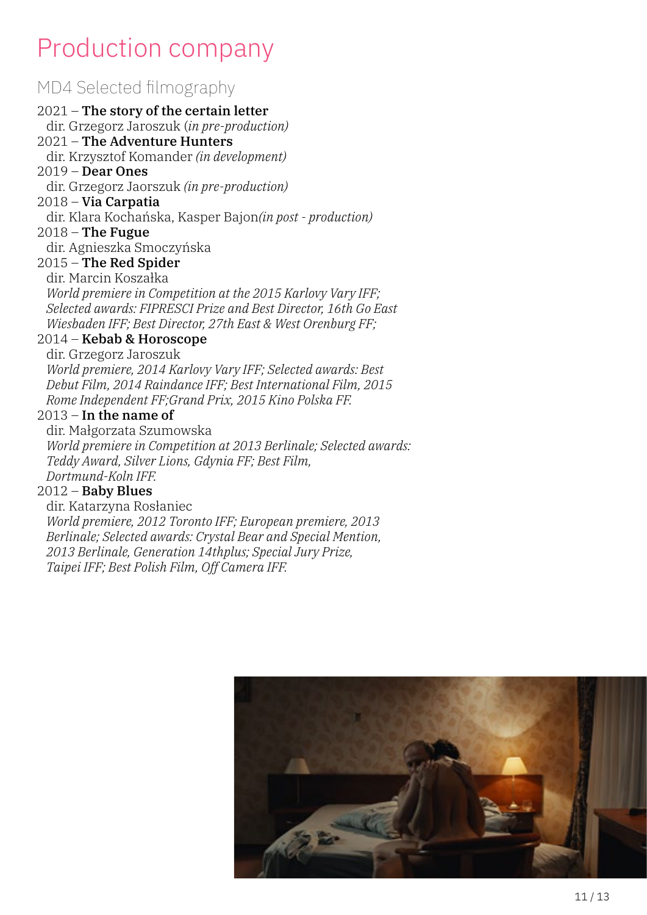# Production company

## MD4 Selected filmography

2021 – **The story of the certain letter**
dir. Grzegorz Jaroszuk (*in pre-production)*

2021 – **The Adventure Hunters**
dir. Krzysztof Komander *(in development)*

2019 – **Dear Ones**
dir. Grzegorz Jaorszuk *(in pre-production)*

2018 – **Via Carpatia**
dir. Klara Kochańska, Kasper Bajon*(in post - production)*

2018 – **The Fugue**
dir. Agnieszka Smoczyńska

2015 – **The Red Spider**
dir. Marcin Koszałka
*World premiere in Competition at the 2015 Karlovy Vary IFF; Selected awards: FIPRESCI Prize and Best Director, 16th Go East Wiesbaden IFF; Best Director, 27th East & West Orenburg FF;*

2014 – **Kebab & Horoscope**
dir. Grzegorz Jaroszuk
*World premiere, 2014 Karlovy Vary IFF; Selected awards: Best Debut Film, 2014 Raindance IFF; Best International Film, 2015 Rome Independent FF;Grand Prix, 2015 Kino Polska FF.*

2013 – **In the name of**
dir. Małgorzata Szumowska
*World premiere in Competition at 2013 Berlinale; Selected awards: Teddy Award, Silver Lions, Gdynia FF; Best Film, Dortmund-Koln IFF.*

2012 – **Baby Blues**
dir. Katarzyna Rosłaniec
*World premiere, 2012 Toronto IFF; European premiere, 2013 Berlinale; Selected awards: Crystal Bear and Special Mention, 2013 Berlinale, Generation 14thplus; Special Jury Prize, Taipei IFF; Best Polish Film, Off Camera IFF.*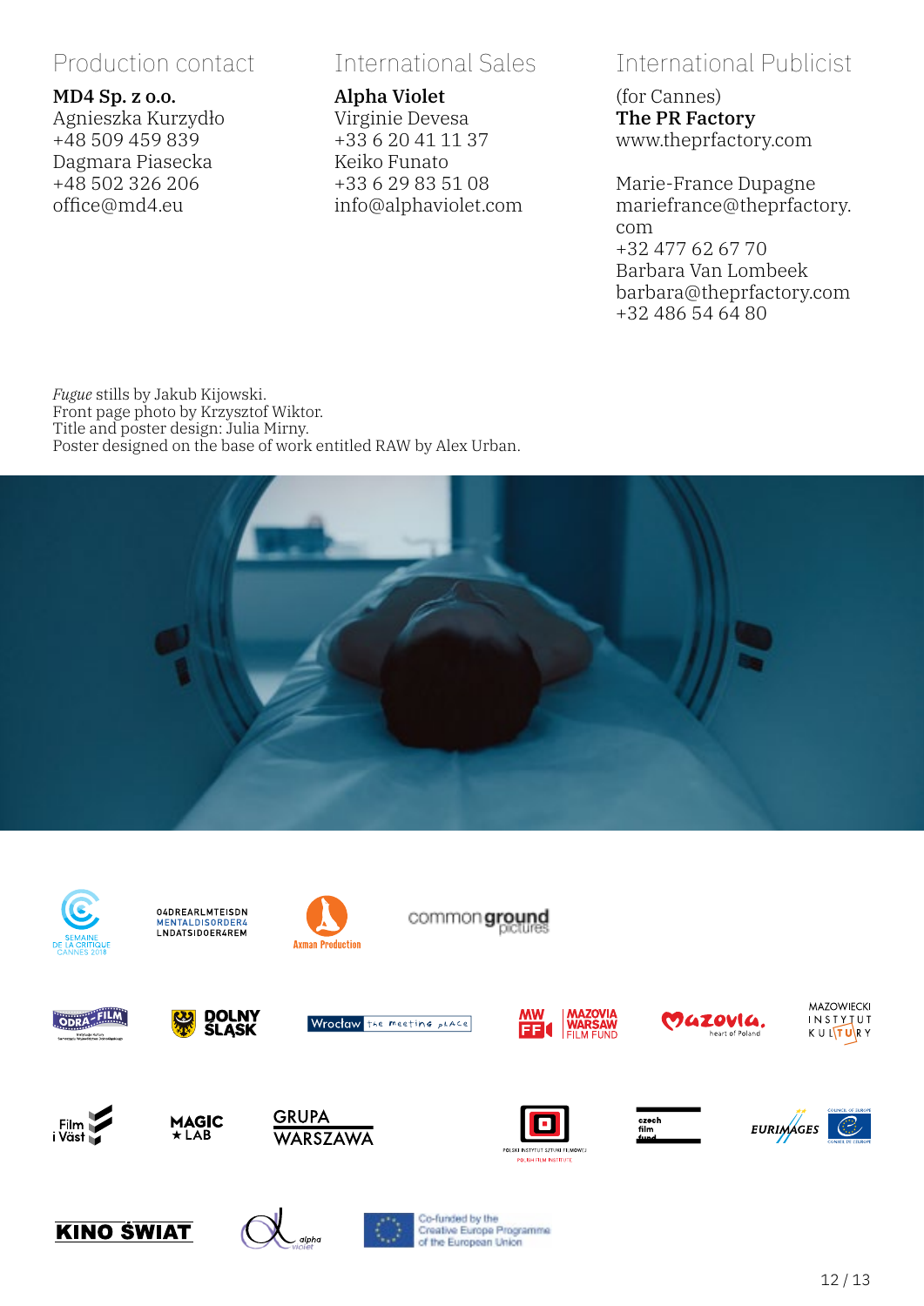## Production contact

**MD4 Sp. z o.o.**
Agnieszka Kurzydło
+48 509 459 839
Dagmara Piasecka
+48 502 326 206
office@md4.eu

## International Sales

**Alpha Violet**
Virginie Devesa
+33 6 20 41 11 37
Keiko Funato
+33 6 29 83 51 08
info@alphaviolet.com

## International Publicist

(for Cannes)
**The PR Factory**
www.theprfactory.com

Marie-France Dupagne
mariefrance@theprfactory.com
+32 477 62 67 70
Barbara Van Lombeek
barbara@theprfactory.com
+32 486 54 64 80

*Fugue* stills by Jakub Kijowski.
Front page photo by Krzysztof Wiktor.
Title and poster design: Julia Mirny.
Poster designed on the base of work entitled RAW by Alex Urban.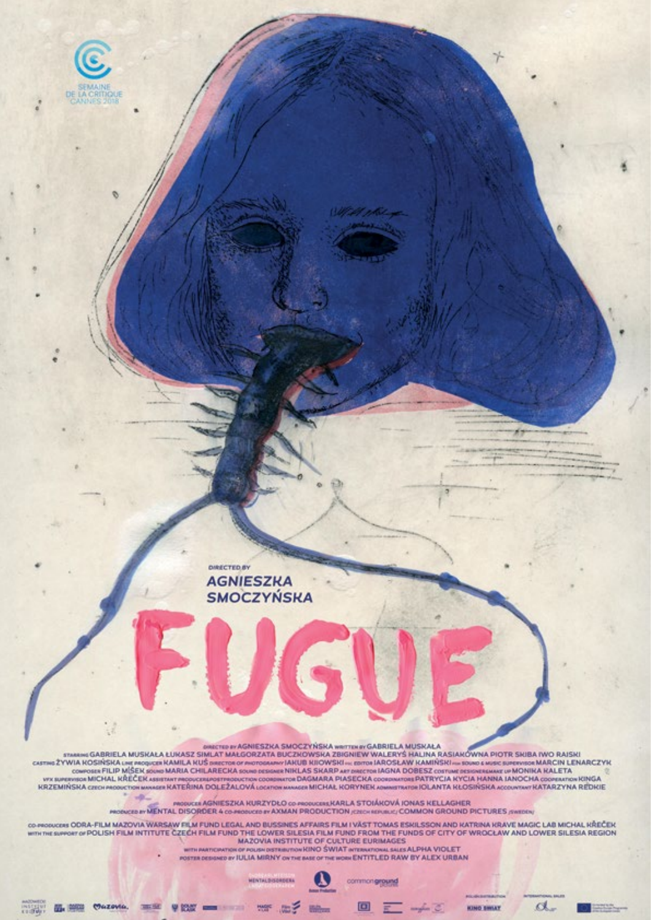SEMAINE DE LA CRITIQUE CANNES 2018

DIRECTED BY
AGNIESZKA SMOCZYŃSKA

# FUGUE

DIRECTED BY AGNIESZKA SMOCZYŃSKA WRITTEN BY GABRIELA MUSKAŁA
STARRING GABRIELA MUSKAŁA ŁUKASZ SIMLAT MAŁGORZATA BUCZKOWSKA ZBIGNIEW WALERYŚ HALINA RASIAKÓWNA PIOTR SKIBA IWO RAJSKI
CASTING ŻYWIA KOSIŃSKA LINE PRODUCER KAMILA KUŚ DIRECTOR OF PHOTOGRAPHY JAKUB KIJOWSKI PSC EDITOR JAROSŁAW KAMIŃSKI PSM SOUND & MUSIC SUPERVISOR MARCIN LENARCZYK
COMPOSER FILIP MIŠEK SOUND MARIA CHILARECKA SOUND DESIGNER NIKLAS SKARP ART DIRECTOR JAGNA DOBESZ COSTUME DESIGNER&MAKE UP MONIKA KALETA
VFX SUPERVISOR MICHAL KŘEČEK ASSISTANT PRODUCER&POSTPRODUCTION COORDINATOR DAGMARA PIASECKA COORDINATORS PATRYCJA KYCIA HANNA JANOCHA COOPERATION KINGA KRZEMIŃSKA CZECH PRODUCTION MANAGER KATEŘINA DOLEŽALOVÁ LOCATION MANAGER MICHAŁ KORYNEK ADMINISTRATOR JOLANTA KŁOSIŃSKA ACCOUNTANT KATARZYNA REDKIE

PRODUCER AGNIESZKA KURZYDŁO CO-PRODUCERS KARLA STOJÁKOVÁ JONAS KELLAGHER
PRODUCED BY MENTAL DISORDER 4 CO-PRODUCED BY AXMAN PRODUCTION (CZECH REPUBLIC) COMMON GROUND PICTURES (SWEDEN)

CO-PRODUCERS ODRA-FILM MAZOVIA WARSAW FILM FUND LEGAL AND BUSSINES AFFAIRS FILM I VÄST TOMAS ESKILSSON AND KATRINA KRAVE MAGIC LAB MICHAL KŘEČEK
WITH THE SUPPORT OF POLISH FILM INTITUTE CZECH FILM FUND THE LOWER SILESIA FILM FUND FROM THE FUNDS OF CITY OF WROCŁAW AND LOWER SILESIA REGION
MAZOVIA INSTITUTE OF CULTURE EURIMAGES
WITH PARTICIPATION OF POLISH DISTRIBUTION KINO ŚWIAT INTERNATIONAL SALES ALPHA VIOLET
POSTER DESIGNED BY JULIA MIRNY ON THE BASE OF THE WORK ENTITLED RAW BY ALEX URBAN